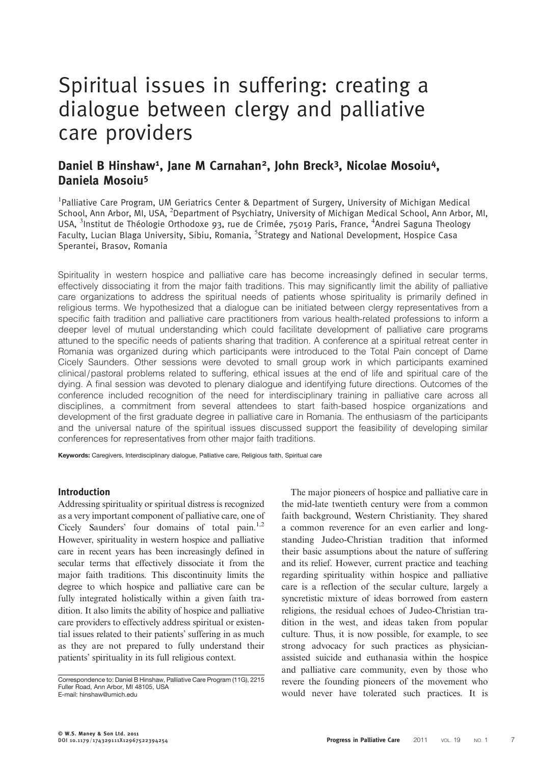# Spiritual issues in suffering: creating a dialogue between clergy and palliative care providers

## Daniel B Hinshaw[1], Jane M Carnahan[2], John Breck[3], Nicolae Mosoiu[4], Daniela Mosoiu[5]

[1]Palliative Care Program, UM Geriatrics Center & Department of Surgery, University of Michigan Medical School, Ann Arbor, MI, USA, [2]Department of Psychiatry, University of Michigan Medical School, Ann Arbor, MI, USA, [3]Institut de Théologie Orthodoxe 93, rue de Crimée, 75019 Paris, France, [4]Andrei Saguna Theology Faculty, Lucian Blaga University, Sibiu, Romania, [5]Strategy and National Development, Hospice Casa Sperantei, Brasov, Romania

Spirituality in western hospice and palliative care has become increasingly defined in secular terms, effectively dissociating it from the major faith traditions. This may significantly limit the ability of palliative care organizations to address the spiritual needs of patients whose spirituality is primarily defined in religious terms. We hypothesized that a dialogue can be initiated between clergy representatives from a specific faith tradition and palliative care practitioners from various health-related professions to inform a deeper level of mutual understanding which could facilitate development of palliative care programs attuned to the specific needs of patients sharing that tradition. A conference at a spiritual retreat center in Romania was organized during which participants were introduced to the Total Pain concept of Dame Cicely Saunders. Other sessions were devoted to small group work in which participants examined clinical/pastoral problems related to suffering, ethical issues at the end of life and spiritual care of the dying. A final session was devoted to plenary dialogue and identifying future directions. Outcomes of the conference included recognition of the need for interdisciplinary training in palliative care across all disciplines, a commitment from several attendees to start faith-based hospice organizations and development of the first graduate degree in palliative care in Romania. The enthusiasm of the participants and the universal nature of the spiritual issues discussed support the feasibility of developing similar conferences for representatives from other major faith traditions.

**Keywords:** Caregivers, Interdisciplinary dialogue, Palliative care, Religious faith, Spiritual care

### Introduction

Addressing spirituality or spiritual distress is recognized as a very important component of palliative care, one of Cicely Saunders' four domains of total pain.[1,2] However, spirituality in western hospice and palliative care in recent years has been increasingly defined in secular terms that effectively dissociate it from the major faith traditions. This discontinuity limits the degree to which hospice and palliative care can be fully integrated holistically within a given faith tradition. It also limits the ability of hospice and palliative care providers to effectively address spiritual or existential issues related to their patients' suffering in as much as they are not prepared to fully understand their patients' spirituality in its full religious context.

The major pioneers of hospice and palliative care in the mid-late twentieth century were from a common faith background, Western Christianity. They shared a common reverence for an even earlier and long-standing Judeo-Christian tradition that informed their basic assumptions about the nature of suffering and its relief. However, current practice and teaching regarding spirituality within hospice and palliative care is a reflection of the secular culture, largely a syncretistic mixture of ideas borrowed from eastern religions, the residual echoes of Judeo-Christian tradition in the west, and ideas taken from popular culture. Thus, it is now possible, for example, to see strong advocacy for such practices as physician-assisted suicide and euthanasia within the hospice and palliative care community, even by those who revere the founding pioneers of the movement who would never have tolerated such practices. It is

Correspondence to: Daniel B Hinshaw, Palliative Care Program (11G), 2215 Fuller Road, Ann Arbor, MI 48105, USA
E-mail: hinshaw@umich.edu

© W.S. Maney & Son Ltd. 2011
DOI 10.1179/174329111X12967522394254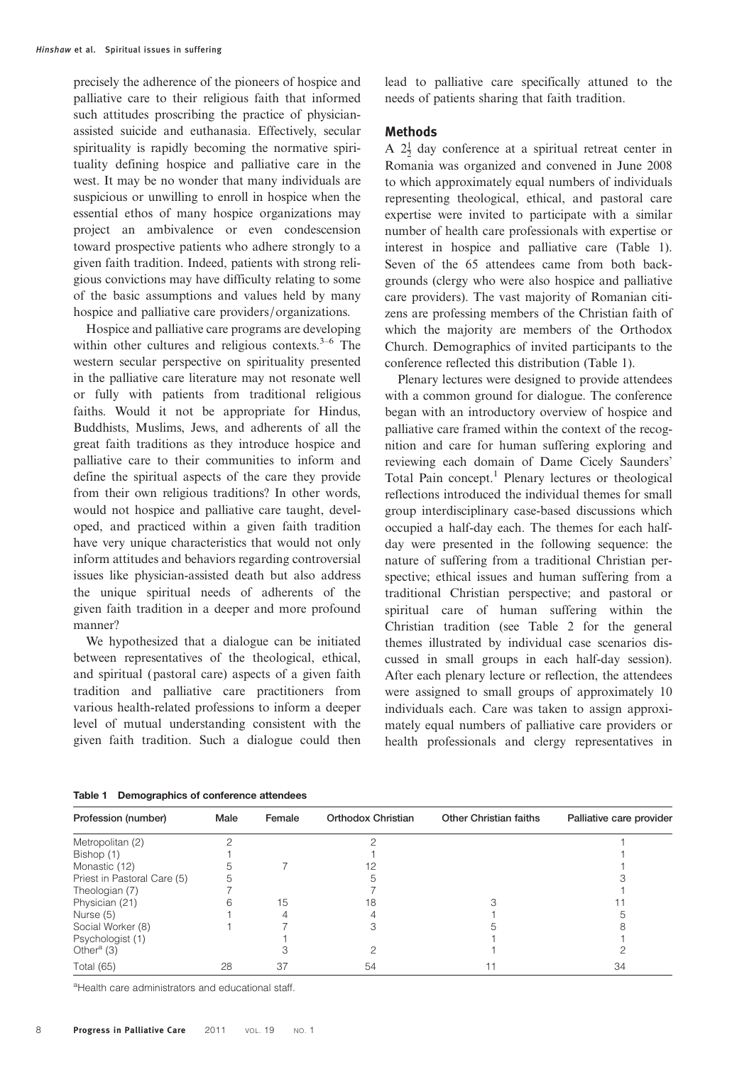precisely the adherence of the pioneers of hospice and palliative care to their religious faith that informed such attitudes proscribing the practice of physician-assisted suicide and euthanasia. Effectively, secular spirituality is rapidly becoming the normative spirituality defining hospice and palliative care in the west. It may be no wonder that many individuals are suspicious or unwilling to enroll in hospice when the essential ethos of many hospice organizations may project an ambivalence or even condescension toward prospective patients who adhere strongly to a given faith tradition. Indeed, patients with strong religious convictions may have difficulty relating to some of the basic assumptions and values held by many hospice and palliative care providers/organizations.

Hospice and palliative care programs are developing within other cultures and religious contexts.[3–6] The western secular perspective on spirituality presented in the palliative care literature may not resonate well or fully with patients from traditional religious faiths. Would it not be appropriate for Hindus, Buddhists, Muslims, Jews, and adherents of all the great faith traditions as they introduce hospice and palliative care to their communities to inform and define the spiritual aspects of the care they provide from their own religious traditions? In other words, would not hospice and palliative care taught, developed, and practiced within a given faith tradition have very unique characteristics that would not only inform attitudes and behaviors regarding controversial issues like physician-assisted death but also address the unique spiritual needs of adherents of the given faith tradition in a deeper and more profound manner?

We hypothesized that a dialogue can be initiated between representatives of the theological, ethical, and spiritual (pastoral care) aspects of a given faith tradition and palliative care practitioners from various health-related professions to inform a deeper level of mutual understanding consistent with the given faith tradition. Such a dialogue could then lead to palliative care specifically attuned to the needs of patients sharing that faith tradition.

## Methods

A $2\frac{1}{2}$ day conference at a spiritual retreat center in Romania was organized and convened in June 2008 to which approximately equal numbers of individuals representing theological, ethical, and pastoral care expertise were invited to participate with a similar number of health care professionals with expertise or interest in hospice and palliative care (Table 1). Seven of the 65 attendees came from both backgrounds (clergy who were also hospice and palliative care providers). The vast majority of Romanian citizens are professing members of the Christian faith of which the majority are members of the Orthodox Church. Demographics of invited participants to the conference reflected this distribution (Table 1).

Plenary lectures were designed to provide attendees with a common ground for dialogue. The conference began with an introductory overview of hospice and palliative care framed within the context of the recognition and care for human suffering exploring and reviewing each domain of Dame Cicely Saunders' Total Pain concept.[1] Plenary lectures or theological reflections introduced the individual themes for small group interdisciplinary case-based discussions which occupied a half-day each. The themes for each half-day were presented in the following sequence: the nature of suffering from a traditional Christian perspective; ethical issues and human suffering from a traditional Christian perspective; and pastoral or spiritual care of human suffering within the Christian tradition (see Table 2 for the general themes illustrated by individual case scenarios discussed in small groups in each half-day session). After each plenary lecture or reflection, the attendees were assigned to small groups of approximately 10 individuals each. Care was taken to assign approximately equal numbers of palliative care providers or health professionals and clergy representatives in

**Table 1 Demographics of conference attendees**

| Profession (number) | Male | Female | Orthodox Christian | Other Christian faiths | Palliative care provider |
|---|---|---|---|---|---|
| Metropolitan (2) | 2 | | 2 | | 1 |
| Bishop (1) | 1 | | 1 | | 1 |
| Monastic (12) | 5 | 7 | 12 | | 1 |
| Priest in Pastoral Care (5) | 5 | | 5 | | 3 |
| Theologian (7) | 7 | | 7 | | 1 |
| Physician (21) | 6 | 15 | 18 | 3 | 11 |
| Nurse (5) | 1 | 4 | 4 | 1 | 5 |
| Social Worker (8) | 1 | 7 | 3 | 5 | 8 |
| Psychologist (1) | | 1 | | 1 | 1 |
| Other[a] (3) | | 3 | 2 | 1 | 2 |
| Total (65) | 28 | 37 | 54 | 11 | 34 |

[a]Health care administrators and educational staff.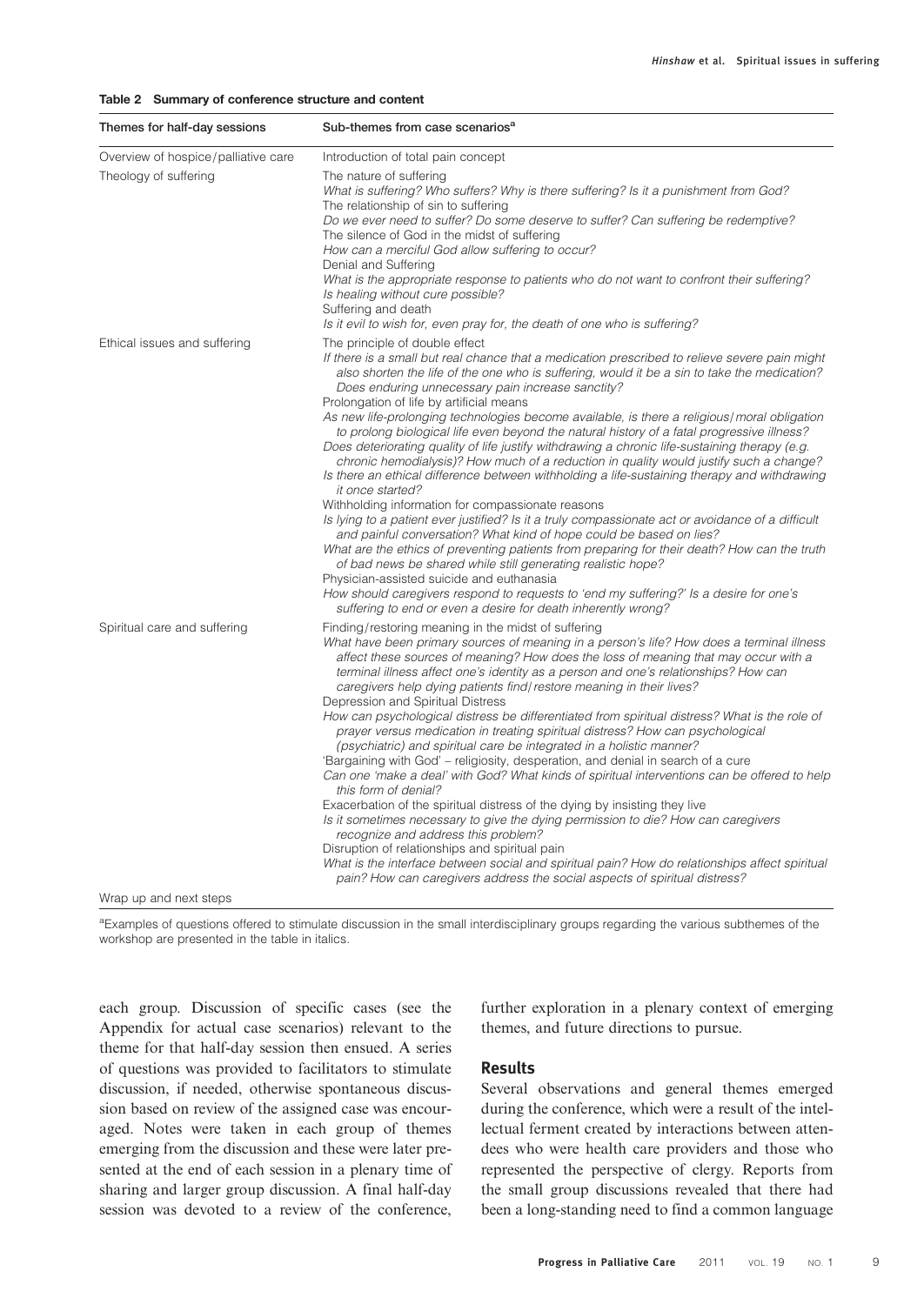**Table 2 Summary of conference structure and content**

| Themes for half-day sessions | Sub-themes from case scenarios[a] |
|---|---|
| Overview of hospice/palliative care | Introduction of total pain concept |
| Theology of suffering | The nature of suffering<br>*What is suffering? Who suffers? Why is there suffering? Is it a punishment from God?*<br>The relationship of sin to suffering<br>*Do we ever need to suffer? Do some deserve to suffer? Can suffering be redemptive?*<br>The silence of God in the midst of suffering<br>*How can a merciful God allow suffering to occur?*<br>Denial and Suffering<br>*What is the appropriate response to patients who do not want to confront their suffering? Is healing without cure possible?*<br>Suffering and death<br>*Is it evil to wish for, even pray for, the death of one who is suffering?* |
| Ethical issues and suffering | The principle of double effect<br>*If there is a small but real chance that a medication prescribed to relieve severe pain might also shorten the life of the one who is suffering, would it be a sin to take the medication? Does enduring unnecessary pain increase sanctity?*<br>Prolongation of life by artificial means<br>*As new life-prolonging technologies become available, is there a religious/moral obligation to prolong biological life even beyond the natural history of a fatal progressive illness? Does deteriorating quality of life justify withdrawing a chronic life-sustaining therapy (e.g. chronic hemodialysis)? How much of a reduction in quality would justify such a change? Is there an ethical difference between withholding a life-sustaining therapy and withdrawing it once started?*<br>Withholding information for compassionate reasons<br>*Is lying to a patient ever justified? Is it a truly compassionate act or avoidance of a difficult and painful conversation? What kind of hope could be based on lies? What are the ethics of preventing patients from preparing for their death? How can the truth of bad news be shared while still generating realistic hope?*<br>Physician-assisted suicide and euthanasia<br>*How should caregivers respond to requests to 'end my suffering?' Is a desire for one's suffering to end or even a desire for death inherently wrong?* |
| Spiritual care and suffering | Finding/restoring meaning in the midst of suffering<br>*What have been primary sources of meaning in a person's life? How does a terminal illness affect these sources of meaning? How does the loss of meaning that may occur with a terminal illness affect one's identity as a person and one's relationships? How can caregivers help dying patients find/restore meaning in their lives?*<br>Depression and Spiritual Distress<br>*How can psychological distress be differentiated from spiritual distress? What is the role of prayer versus medication in treating spiritual distress? How can psychological (psychiatric) and spiritual care be integrated in a holistic manner?*<br>'Bargaining with God' – religiosity, desperation, and denial in search of a cure<br>*Can one 'make a deal' with God? What kinds of spiritual interventions can be offered to help this form of denial?*<br>Exacerbation of the spiritual distress of the dying by insisting they live<br>*Is it sometimes necessary to give the dying permission to die? How can caregivers recognize and address this problem?*<br>Disruption of relationships and spiritual pain<br>*What is the interface between social and spiritual pain? How do relationships affect spiritual pain? How can caregivers address the social aspects of spiritual distress?* |
| Wrap up and next steps | |

[a]Examples of questions offered to stimulate discussion in the small interdisciplinary groups regarding the various subthemes of the workshop are presented in the table in italics.

each group. Discussion of specific cases (see the Appendix for actual case scenarios) relevant to the theme for that half-day session then ensued. A series of questions was provided to facilitators to stimulate discussion, if needed, otherwise spontaneous discussion based on review of the assigned case was encouraged. Notes were taken in each group of themes emerging from the discussion and these were later presented at the end of each session in a plenary time of sharing and larger group discussion. A final half-day session was devoted to a review of the conference, further exploration in a plenary context of emerging themes, and future directions to pursue.

## Results

Several observations and general themes emerged during the conference, which were a result of the intellectual ferment created by interactions between attendees who were health care providers and those who represented the perspective of clergy. Reports from the small group discussions revealed that there had been a long-standing need to find a common language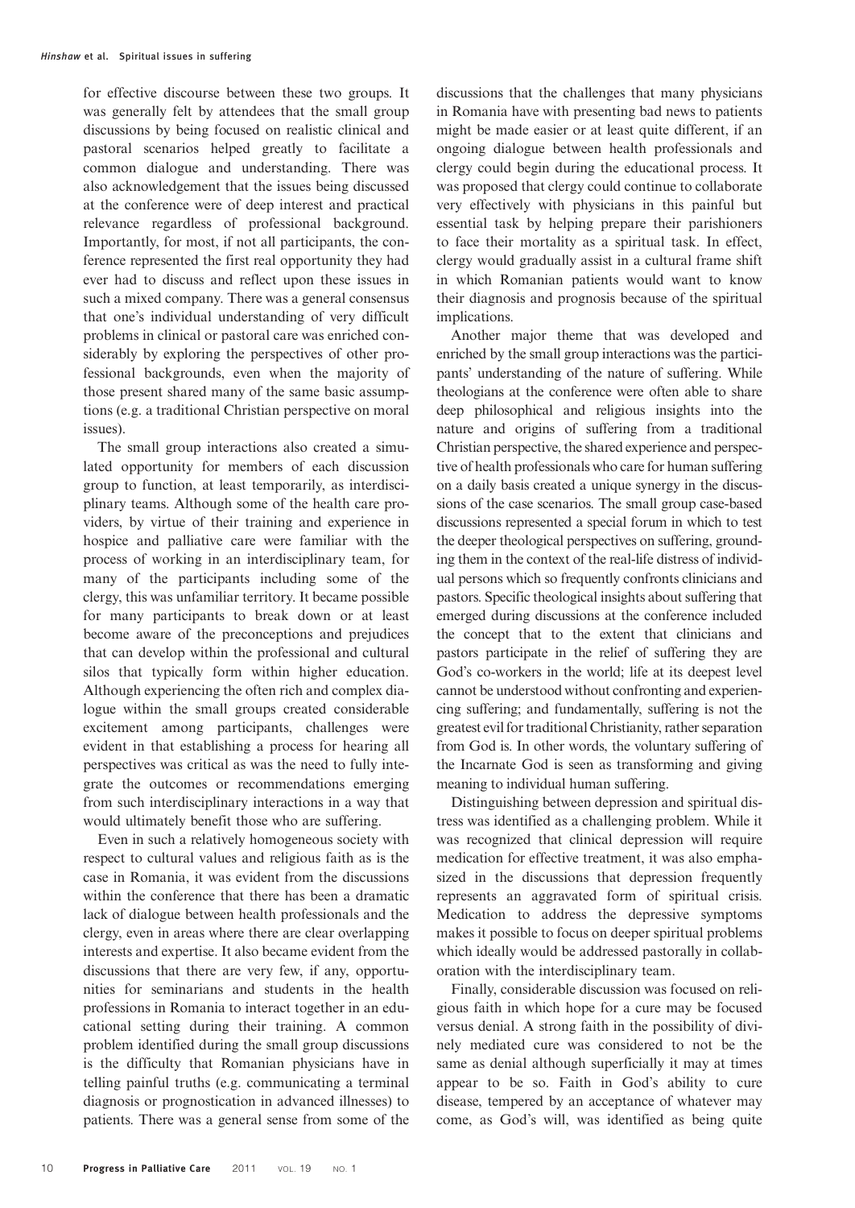for effective discourse between these two groups. It was generally felt by attendees that the small group discussions by being focused on realistic clinical and pastoral scenarios helped greatly to facilitate a common dialogue and understanding. There was also acknowledgement that the issues being discussed at the conference were of deep interest and practical relevance regardless of professional background. Importantly, for most, if not all participants, the conference represented the first real opportunity they had ever had to discuss and reflect upon these issues in such a mixed company. There was a general consensus that one's individual understanding of very difficult problems in clinical or pastoral care was enriched considerably by exploring the perspectives of other professional backgrounds, even when the majority of those present shared many of the same basic assumptions (e.g. a traditional Christian perspective on moral issues).

The small group interactions also created a simulated opportunity for members of each discussion group to function, at least temporarily, as interdisciplinary teams. Although some of the health care providers, by virtue of their training and experience in hospice and palliative care were familiar with the process of working in an interdisciplinary team, for many of the participants including some of the clergy, this was unfamiliar territory. It became possible for many participants to break down or at least become aware of the preconceptions and prejudices that can develop within the professional and cultural silos that typically form within higher education. Although experiencing the often rich and complex dialogue within the small groups created considerable excitement among participants, challenges were evident in that establishing a process for hearing all perspectives was critical as was the need to fully integrate the outcomes or recommendations emerging from such interdisciplinary interactions in a way that would ultimately benefit those who are suffering.

Even in such a relatively homogeneous society with respect to cultural values and religious faith as is the case in Romania, it was evident from the discussions within the conference that there has been a dramatic lack of dialogue between health professionals and the clergy, even in areas where there are clear overlapping interests and expertise. It also became evident from the discussions that there are very few, if any, opportunities for seminarians and students in the health professions in Romania to interact together in an educational setting during their training. A common problem identified during the small group discussions is the difficulty that Romanian physicians have in telling painful truths (e.g. communicating a terminal diagnosis or prognostication in advanced illnesses) to patients. There was a general sense from some of the discussions that the challenges that many physicians in Romania have with presenting bad news to patients might be made easier or at least quite different, if an ongoing dialogue between health professionals and clergy could begin during the educational process. It was proposed that clergy could continue to collaborate very effectively with physicians in this painful but essential task by helping prepare their parishioners to face their mortality as a spiritual task. In effect, clergy would gradually assist in a cultural frame shift in which Romanian patients would want to know their diagnosis and prognosis because of the spiritual implications.

Another major theme that was developed and enriched by the small group interactions was the participants' understanding of the nature of suffering. While theologians at the conference were often able to share deep philosophical and religious insights into the nature and origins of suffering from a traditional Christian perspective, the shared experience and perspective of health professionals who care for human suffering on a daily basis created a unique synergy in the discussions of the case scenarios. The small group case-based discussions represented a special forum in which to test the deeper theological perspectives on suffering, grounding them in the context of the real-life distress of individual persons which so frequently confronts clinicians and pastors. Specific theological insights about suffering that emerged during discussions at the conference included the concept that to the extent that clinicians and pastors participate in the relief of suffering they are God's co-workers in the world; life at its deepest level cannot be understood without confronting and experiencing suffering; and fundamentally, suffering is not the greatest evil for traditional Christianity, rather separation from God is. In other words, the voluntary suffering of the Incarnate God is seen as transforming and giving meaning to individual human suffering.

Distinguishing between depression and spiritual distress was identified as a challenging problem. While it was recognized that clinical depression will require medication for effective treatment, it was also emphasized in the discussions that depression frequently represents an aggravated form of spiritual crisis. Medication to address the depressive symptoms makes it possible to focus on deeper spiritual problems which ideally would be addressed pastorally in collaboration with the interdisciplinary team.

Finally, considerable discussion was focused on religious faith in which hope for a cure may be focused versus denial. A strong faith in the possibility of divinely mediated cure was considered to not be the same as denial although superficially it may at times appear to be so. Faith in God's ability to cure disease, tempered by an acceptance of whatever may come, as God's will, was identified as being quite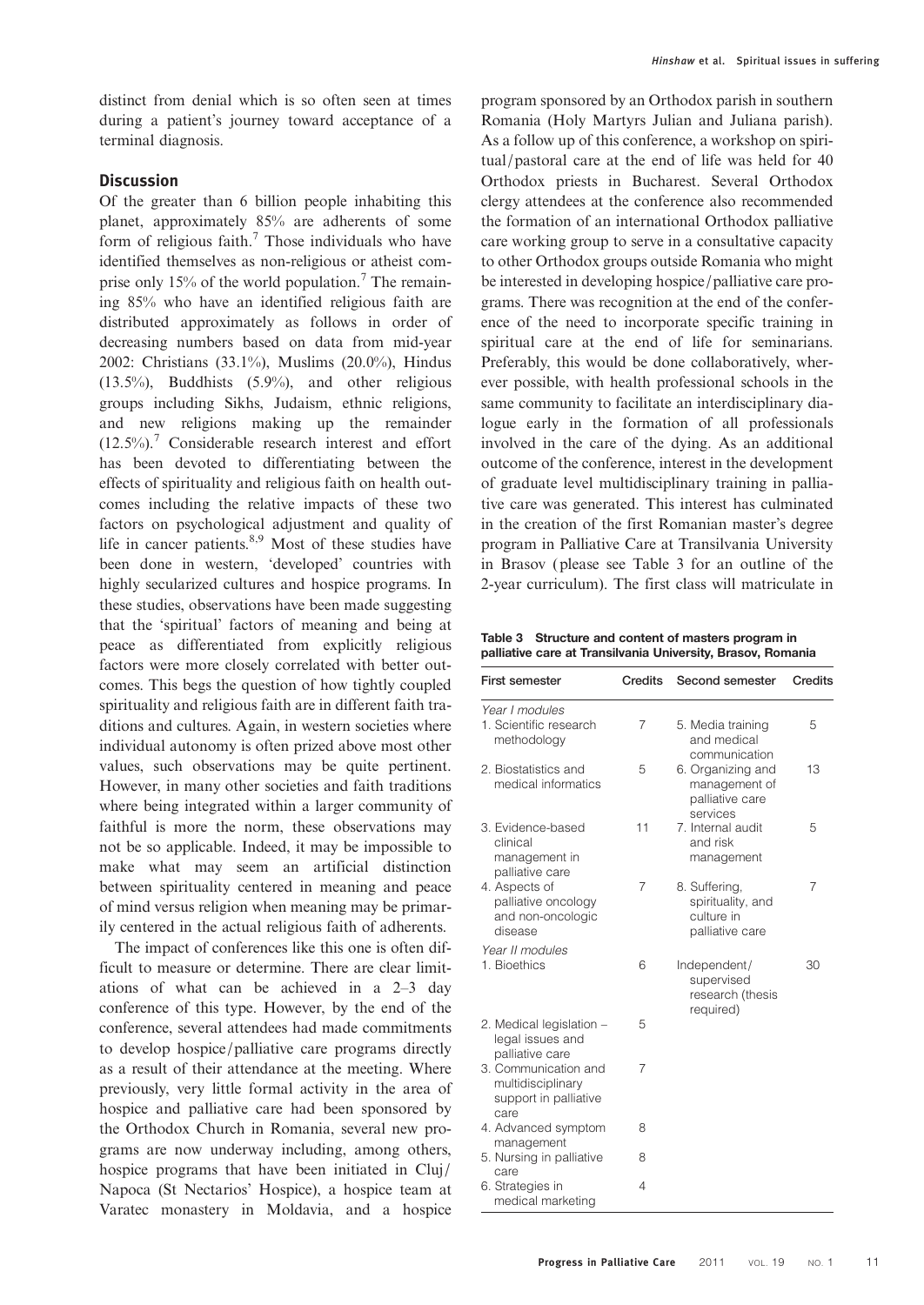distinct from denial which is so often seen at times during a patient's journey toward acceptance of a terminal diagnosis.

## Discussion

Of the greater than 6 billion people inhabiting this planet, approximately 85% are adherents of some form of religious faith.[7] Those individuals who have identified themselves as non-religious or atheist comprise only 15% of the world population.[7] The remaining 85% who have an identified religious faith are distributed approximately as follows in order of decreasing numbers based on data from mid-year 2002: Christians (33.1%), Muslims (20.0%), Hindus (13.5%), Buddhists (5.9%), and other religious groups including Sikhs, Judaism, ethnic religions, and new religions making up the remainder (12.5%).[7] Considerable research interest and effort has been devoted to differentiating between the effects of spirituality and religious faith on health outcomes including the relative impacts of these two factors on psychological adjustment and quality of life in cancer patients.[8,9] Most of these studies have been done in western, 'developed' countries with highly secularized cultures and hospice programs. In these studies, observations have been made suggesting that the 'spiritual' factors of meaning and being at peace as differentiated from explicitly religious factors were more closely correlated with better outcomes. This begs the question of how tightly coupled spirituality and religious faith are in different faith traditions and cultures. Again, in western societies where individual autonomy is often prized above most other values, such observations may be quite pertinent. However, in many other societies and faith traditions where being integrated within a larger community of faithful is more the norm, these observations may not be so applicable. Indeed, it may be impossible to make what may seem an artificial distinction between spirituality centered in meaning and peace of mind versus religion when meaning may be primarily centered in the actual religious faith of adherents.

The impact of conferences like this one is often difficult to measure or determine. There are clear limitations of what can be achieved in a 2–3 day conference of this type. However, by the end of the conference, several attendees had made commitments to develop hospice/palliative care programs directly as a result of their attendance at the meeting. Where previously, very little formal activity in the area of hospice and palliative care had been sponsored by the Orthodox Church in Romania, several new programs are now underway including, among others, hospice programs that have been initiated in Cluj/Napoca (St Nectarios' Hospice), a hospice team at Varatec monastery in Moldavia, and a hospice program sponsored by an Orthodox parish in southern Romania (Holy Martyrs Julian and Juliana parish). As a follow up of this conference, a workshop on spiritual/pastoral care at the end of life was held for 40 Orthodox priests in Bucharest. Several Orthodox clergy attendees at the conference also recommended the formation of an international Orthodox palliative care working group to serve in a consultative capacity to other Orthodox groups outside Romania who might be interested in developing hospice/palliative care programs. There was recognition at the end of the conference of the need to incorporate specific training in spiritual care at the end of life for seminarians. Preferably, this would be done collaboratively, wherever possible, with health professional schools in the same community to facilitate an interdisciplinary dialogue early in the formation of all professionals involved in the care of the dying. As an additional outcome of the conference, interest in the development of graduate level multidisciplinary training in palliative care was generated. This interest has culminated in the creation of the first Romanian master's degree program in Palliative Care at Transilvania University in Brasov (please see Table 3 for an outline of the 2-year curriculum). The first class will matriculate in

**Table 3 Structure and content of masters program in palliative care at Transilvania University, Brasov, Romania**

| First semester | Credits | Second semester | Credits |
|---|---|---|---|
| *Year I modules* | | | |
| 1. Scientific research methodology | 7 | 5. Media training and medical communication | 5 |
| 2. Biostatistics and medical informatics | 5 | 6. Organizing and management of palliative care services | 13 |
| 3. Evidence-based clinical management in palliative care | 11 | 7. Internal audit and risk management | 5 |
| 4. Aspects of palliative oncology and non-oncologic disease | 7 | 8. Suffering, spirituality, and culture in palliative care | 7 |
| *Year II modules* | | | |
| 1. Bioethics | 6 | Independent/supervised research (thesis required) | 30 |
| 2. Medical legislation – legal issues and palliative care | 5 | | |
| 3. Communication and multidisciplinary support in palliative care | 7 | | |
| 4. Advanced symptom management | 8 | | |
| 5. Nursing in palliative care | 8 | | |
| 6. Strategies in medical marketing | 4 | | |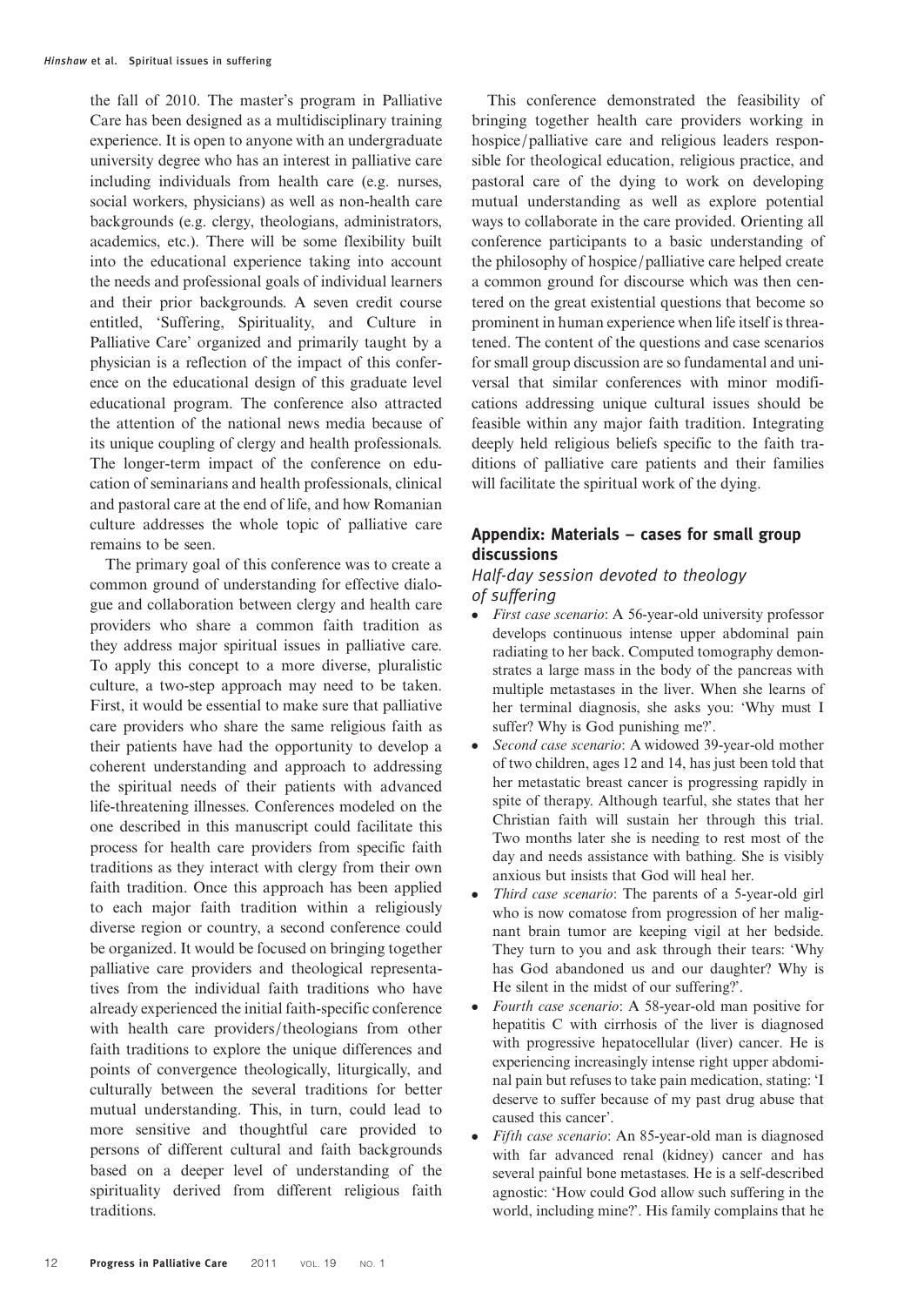the fall of 2010. The master's program in Palliative Care has been designed as a multidisciplinary training experience. It is open to anyone with an undergraduate university degree who has an interest in palliative care including individuals from health care (e.g. nurses, social workers, physicians) as well as non-health care backgrounds (e.g. clergy, theologians, administrators, academics, etc.). There will be some flexibility built into the educational experience taking into account the needs and professional goals of individual learners and their prior backgrounds. A seven credit course entitled, 'Suffering, Spirituality, and Culture in Palliative Care' organized and primarily taught by a physician is a reflection of the impact of this conference on the educational design of this graduate level educational program. The conference also attracted the attention of the national news media because of its unique coupling of clergy and health professionals. The longer-term impact of the conference on education of seminarians and health professionals, clinical and pastoral care at the end of life, and how Romanian culture addresses the whole topic of palliative care remains to be seen.

The primary goal of this conference was to create a common ground of understanding for effective dialogue and collaboration between clergy and health care providers who share a common faith tradition as they address major spiritual issues in palliative care. To apply this concept to a more diverse, pluralistic culture, a two-step approach may need to be taken. First, it would be essential to make sure that palliative care providers who share the same religious faith as their patients have had the opportunity to develop a coherent understanding and approach to addressing the spiritual needs of their patients with advanced life-threatening illnesses. Conferences modeled on the one described in this manuscript could facilitate this process for health care providers from specific faith traditions as they interact with clergy from their own faith tradition. Once this approach has been applied to each major faith tradition within a religiously diverse region or country, a second conference could be organized. It would be focused on bringing together palliative care providers and theological representatives from the individual faith traditions who have already experienced the initial faith-specific conference with health care providers/theologians from other faith traditions to explore the unique differences and points of convergence theologically, liturgically, and culturally between the several traditions for better mutual understanding. This, in turn, could lead to more sensitive and thoughtful care provided to persons of different cultural and faith backgrounds based on a deeper level of understanding of the spirituality derived from different religious faith traditions.

This conference demonstrated the feasibility of bringing together health care providers working in hospice/palliative care and religious leaders responsible for theological education, religious practice, and pastoral care of the dying to work on developing mutual understanding as well as explore potential ways to collaborate in the care provided. Orienting all conference participants to a basic understanding of the philosophy of hospice/palliative care helped create a common ground for discourse which was then centered on the great existential questions that become so prominent in human experience when life itself is threatened. The content of the questions and case scenarios for small group discussion are so fundamental and universal that similar conferences with minor modifications addressing unique cultural issues should be feasible within any major faith tradition. Integrating deeply held religious beliefs specific to the faith traditions of palliative care patients and their families will facilitate the spiritual work of the dying.

## Appendix: Materials – cases for small group discussions

### Half-day session devoted to theology of suffering

- *First case scenario*: A 56-year-old university professor develops continuous intense upper abdominal pain radiating to her back. Computed tomography demonstrates a large mass in the body of the pancreas with multiple metastases in the liver. When she learns of her terminal diagnosis, she asks you: 'Why must I suffer? Why is God punishing me?'.
- *Second case scenario*: A widowed 39-year-old mother of two children, ages 12 and 14, has just been told that her metastatic breast cancer is progressing rapidly in spite of therapy. Although tearful, she states that her Christian faith will sustain her through this trial. Two months later she is needing to rest most of the day and needs assistance with bathing. She is visibly anxious but insists that God will heal her.
- *Third case scenario*: The parents of a 5-year-old girl who is now comatose from progression of her malignant brain tumor are keeping vigil at her bedside. They turn to you and ask through their tears: 'Why has God abandoned us and our daughter? Why is He silent in the midst of our suffering?'.
- *Fourth case scenario*: A 58-year-old man positive for hepatitis C with cirrhosis of the liver is diagnosed with progressive hepatocellular (liver) cancer. He is experiencing increasingly intense right upper abdominal pain but refuses to take pain medication, stating: 'I deserve to suffer because of my past drug abuse that caused this cancer'.
- *Fifth case scenario*: An 85-year-old man is diagnosed with far advanced renal (kidney) cancer and has several painful bone metastases. He is a self-described agnostic: 'How could God allow such suffering in the world, including mine?'. His family complains that he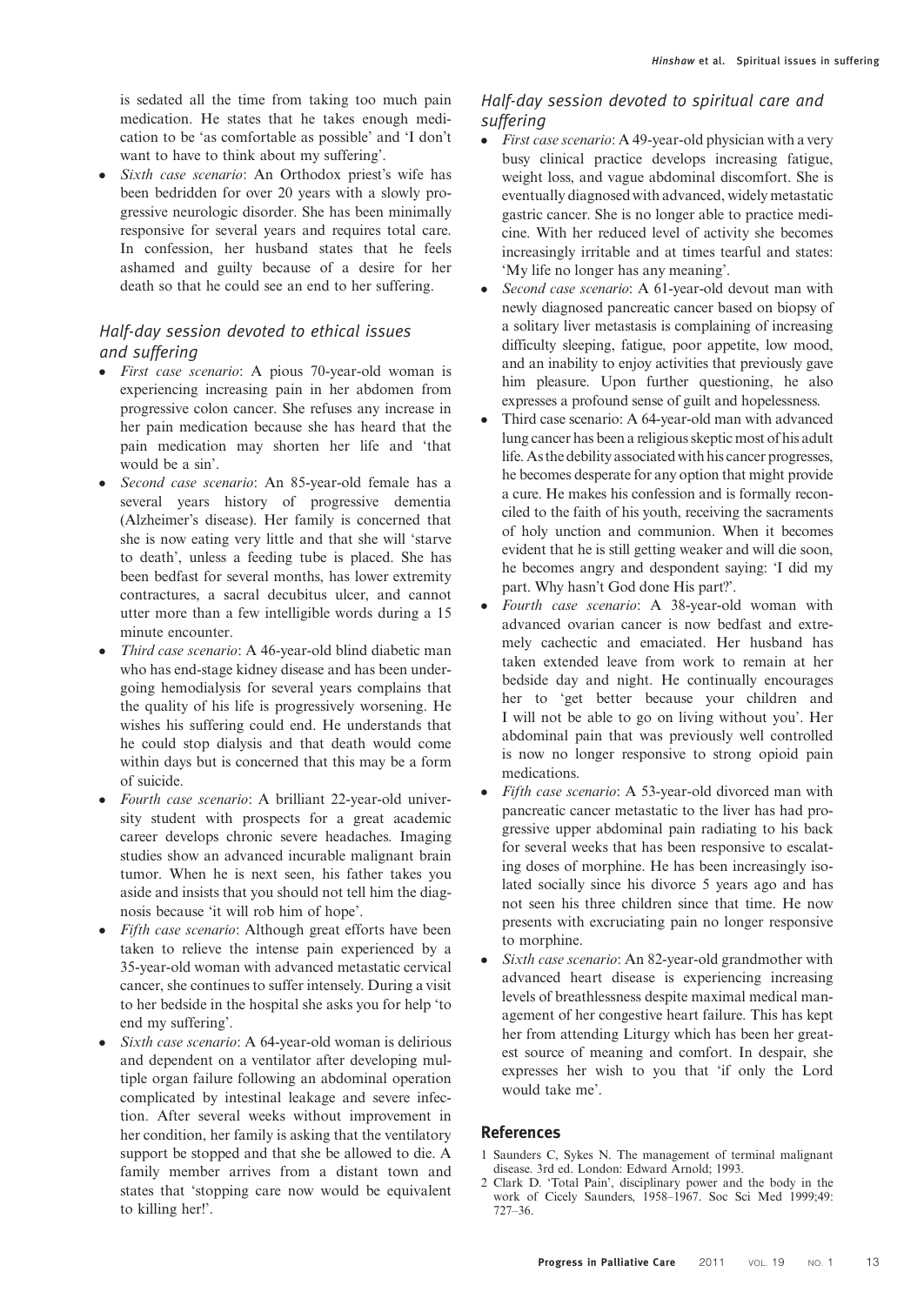is sedated all the time from taking too much pain medication. He states that he takes enough medication to be 'as comfortable as possible' and 'I don't want to have to think about my suffering'.

- *Sixth case scenario*: An Orthodox priest's wife has been bedridden for over 20 years with a slowly progressive neurologic disorder. She has been minimally responsive for several years and requires total care. In confession, her husband states that he feels ashamed and guilty because of a desire for her death so that he could see an end to her suffering.

### Half-day session devoted to ethical issues and suffering

- *First case scenario*: A pious 70-year-old woman is experiencing increasing pain in her abdomen from progressive colon cancer. She refuses any increase in her pain medication because she has heard that the pain medication may shorten her life and 'that would be a sin'.
- *Second case scenario*: An 85-year-old female has a several years history of progressive dementia (Alzheimer's disease). Her family is concerned that she is now eating very little and that she will 'starve to death', unless a feeding tube is placed. She has been bedfast for several months, has lower extremity contractures, a sacral decubitus ulcer, and cannot utter more than a few intelligible words during a 15 minute encounter.
- *Third case scenario*: A 46-year-old blind diabetic man who has end-stage kidney disease and has been undergoing hemodialysis for several years complains that the quality of his life is progressively worsening. He wishes his suffering could end. He understands that he could stop dialysis and that death would come within days but is concerned that this may be a form of suicide.
- *Fourth case scenario*: A brilliant 22-year-old university student with prospects for a great academic career develops chronic severe headaches. Imaging studies show an advanced incurable malignant brain tumor. When he is next seen, his father takes you aside and insists that you should not tell him the diagnosis because 'it will rob him of hope'.
- *Fifth case scenario*: Although great efforts have been taken to relieve the intense pain experienced by a 35-year-old woman with advanced metastatic cervical cancer, she continues to suffer intensely. During a visit to her bedside in the hospital she asks you for help 'to end my suffering'.
- *Sixth case scenario*: A 64-year-old woman is delirious and dependent on a ventilator after developing multiple organ failure following an abdominal operation complicated by intestinal leakage and severe infection. After several weeks without improvement in her condition, her family is asking that the ventilatory support be stopped and that she be allowed to die. A family member arrives from a distant town and states that 'stopping care now would be equivalent to killing her!'.

### Half-day session devoted to spiritual care and suffering

- *First case scenario*: A 49-year-old physician with a very busy clinical practice develops increasing fatigue, weight loss, and vague abdominal discomfort. She is eventually diagnosed with advanced, widely metastatic gastric cancer. She is no longer able to practice medicine. With her reduced level of activity she becomes increasingly irritable and at times tearful and states: 'My life no longer has any meaning'.
- *Second case scenario*: A 61-year-old devout man with newly diagnosed pancreatic cancer based on biopsy of a solitary liver metastasis is complaining of increasing difficulty sleeping, fatigue, poor appetite, low mood, and an inability to enjoy activities that previously gave him pleasure. Upon further questioning, he also expresses a profound sense of guilt and hopelessness.
- Third case scenario: A 64-year-old man with advanced lung cancer has been a religious skeptic most of his adult life. As the debility associated with his cancer progresses, he becomes desperate for any option that might provide a cure. He makes his confession and is formally reconciled to the faith of his youth, receiving the sacraments of holy unction and communion. When it becomes evident that he is still getting weaker and will die soon, he becomes angry and despondent saying: 'I did my part. Why hasn't God done His part?'.
- *Fourth case scenario*: A 38-year-old woman with advanced ovarian cancer is now bedfast and extremely cachectic and emaciated. Her husband has taken extended leave from work to remain at her bedside day and night. He continually encourages her to 'get better because your children and I will not be able to go on living without you'. Her abdominal pain that was previously well controlled is now no longer responsive to strong opioid pain medications.
- *Fifth case scenario*: A 53-year-old divorced man with pancreatic cancer metastatic to the liver has had progressive upper abdominal pain radiating to his back for several weeks that has been responsive to escalating doses of morphine. He has been increasingly isolated socially since his divorce 5 years ago and has not seen his three children since that time. He now presents with excruciating pain no longer responsive to morphine.
- *Sixth case scenario*: An 82-year-old grandmother with advanced heart disease is experiencing increasing levels of breathlessness despite maximal medical management of her congestive heart failure. This has kept her from attending Liturgy which has been her greatest source of meaning and comfort. In despair, she expresses her wish to you that 'if only the Lord would take me'.

## References

1. Saunders C, Sykes N. The management of terminal malignant disease. 3rd ed. London: Edward Arnold; 1993.
2. Clark D. 'Total Pain', disciplinary power and the body in the work of Cicely Saunders, 1958–1967. Soc Sci Med 1999;49: 727–36.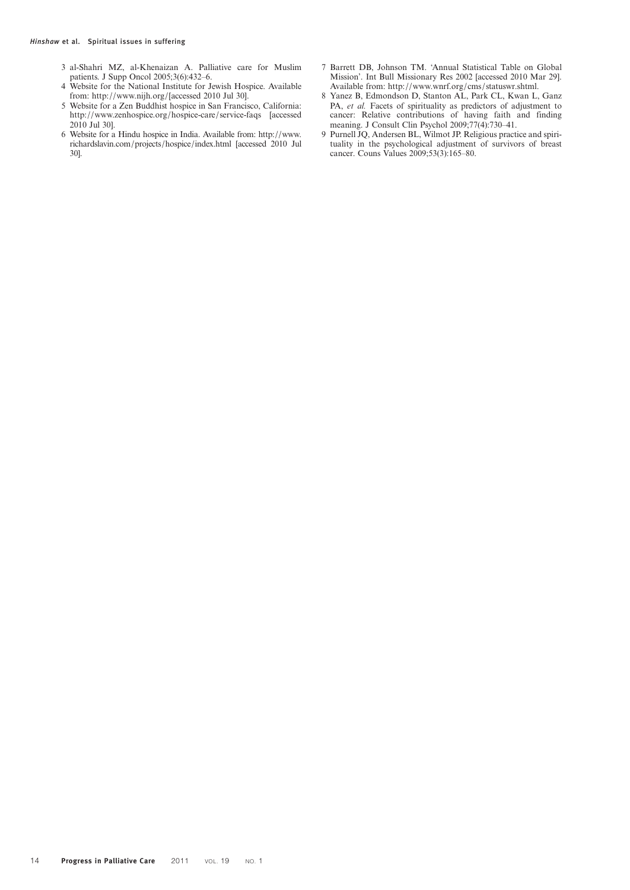3 al-Shahri MZ, al-Khenaizan A. Palliative care for Muslim patients. J Supp Oncol 2005;3(6):432–6.

4 Website for the National Institute for Jewish Hospice. Available from: http://www.nijh.org/[accessed 2010 Jul 30].

5 Website for a Zen Buddhist hospice in San Francisco, California: http://www.zenhospice.org/hospice-care/service-faqs [accessed 2010 Jul 30].

6 Website for a Hindu hospice in India. Available from: http://www.richardslavin.com/projects/hospice/index.html [accessed 2010 Jul 30].

7 Barrett DB, Johnson TM. 'Annual Statistical Table on Global Mission'. Int Bull Missionary Res 2002 [accessed 2010 Mar 29]. Available from: http://www.wnrf.org/cms/statuswr.shtml.

8 Yanez B, Edmondson D, Stanton AL, Park CL, Kwan L, Ganz PA, *et al.* Facets of spirituality as predictors of adjustment to cancer: Relative contributions of having faith and finding meaning. J Consult Clin Psychol 2009;77(4):730–41.

9 Purnell JQ, Andersen BL, Wilmot JP. Religious practice and spirituality in the psychological adjustment of survivors of breast cancer. Couns Values 2009;53(3):165–80.